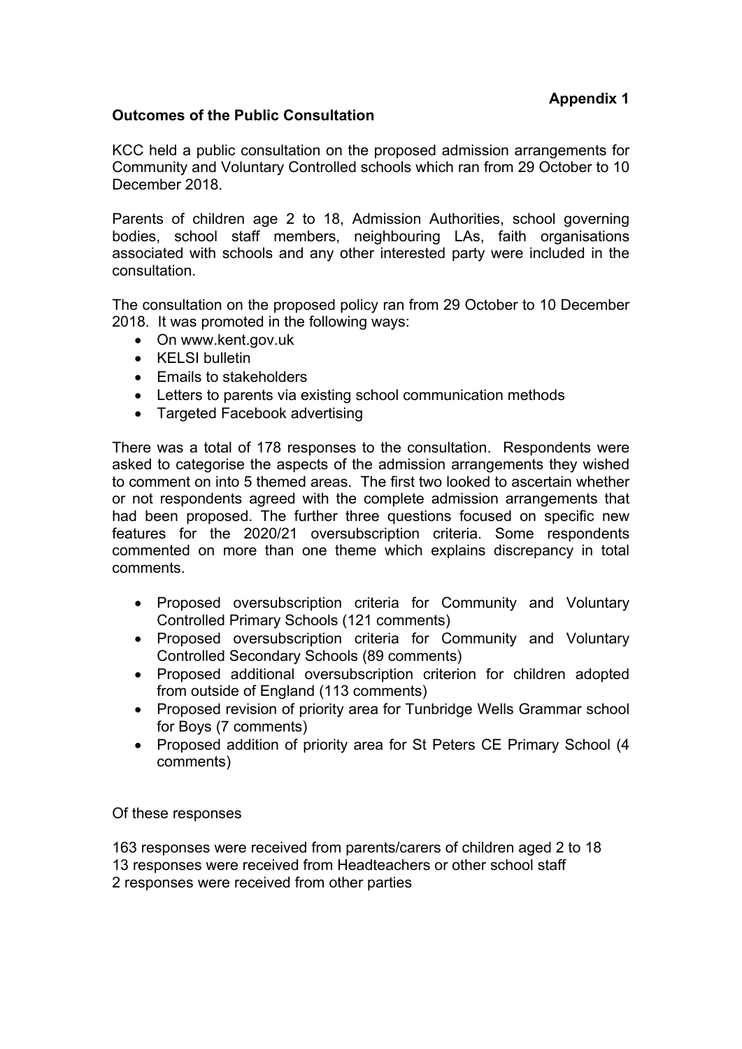**Appendix 1**

**Outcomes of the Public Consultation**

KCC held a public consultation on the proposed admission arrangements for Community and Voluntary Controlled schools which ran from 29 October to 10 December 2018.

Parents of children age 2 to 18, Admission Authorities, school governing bodies, school staff members, neighbouring LAs, faith organisations associated with schools and any other interested party were included in the consultation.

The consultation on the proposed policy ran from 29 October to 10 December 2018. It was promoted in the following ways:

- On www.kent.gov.uk
- KELSI bulletin
- Emails to stakeholders
- Letters to parents via existing school communication methods
- Targeted Facebook advertising

There was a total of 178 responses to the consultation. Respondents were asked to categorise the aspects of the admission arrangements they wished to comment on into 5 themed areas. The first two looked to ascertain whether or not respondents agreed with the complete admission arrangements that had been proposed. The further three questions focused on specific new features for the 2020/21 oversubscription criteria. Some respondents commented on more than one theme which explains discrepancy in total comments.

- Proposed oversubscription criteria for Community and Voluntary Controlled Primary Schools (121 comments)
- Proposed oversubscription criteria for Community and Voluntary Controlled Secondary Schools (89 comments)
- Proposed additional oversubscription criterion for children adopted from outside of England (113 comments)
- Proposed revision of priority area for Tunbridge Wells Grammar school for Boys (7 comments)
- Proposed addition of priority area for St Peters CE Primary School (4 comments)

Of these responses

163 responses were received from parents/carers of children aged 2 to 18
13 responses were received from Headteachers or other school staff
2 responses were received from other parties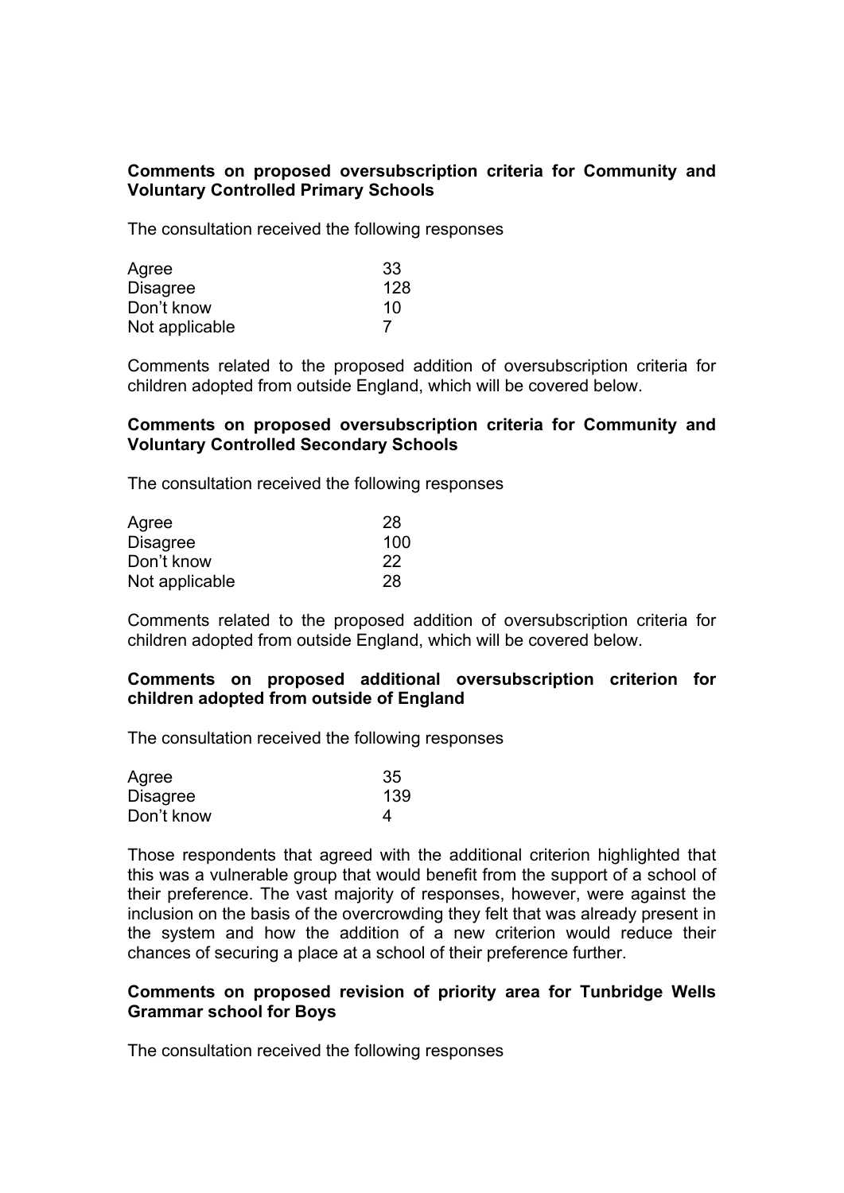**Comments on proposed oversubscription criteria for Community and Voluntary Controlled Primary Schools**

The consultation received the following responses

| | |
|---|---|
| Agree | 33 |
| Disagree | 128 |
| Don't know | 10 |
| Not applicable | 7 |

Comments related to the proposed addition of oversubscription criteria for children adopted from outside England, which will be covered below.

**Comments on proposed oversubscription criteria for Community and Voluntary Controlled Secondary Schools**

The consultation received the following responses

| | |
|---|---|
| Agree | 28 |
| Disagree | 100 |
| Don't know | 22 |
| Not applicable | 28 |

Comments related to the proposed addition of oversubscription criteria for children adopted from outside England, which will be covered below.

**Comments on proposed additional oversubscription criterion for children adopted from outside of England**

The consultation received the following responses

| | |
|---|---|
| Agree | 35 |
| Disagree | 139 |
| Don't know | 4 |

Those respondents that agreed with the additional criterion highlighted that this was a vulnerable group that would benefit from the support of a school of their preference. The vast majority of responses, however, were against the inclusion on the basis of the overcrowding they felt that was already present in the system and how the addition of a new criterion would reduce their chances of securing a place at a school of their preference further.

**Comments on proposed revision of priority area for Tunbridge Wells Grammar school for Boys**

The consultation received the following responses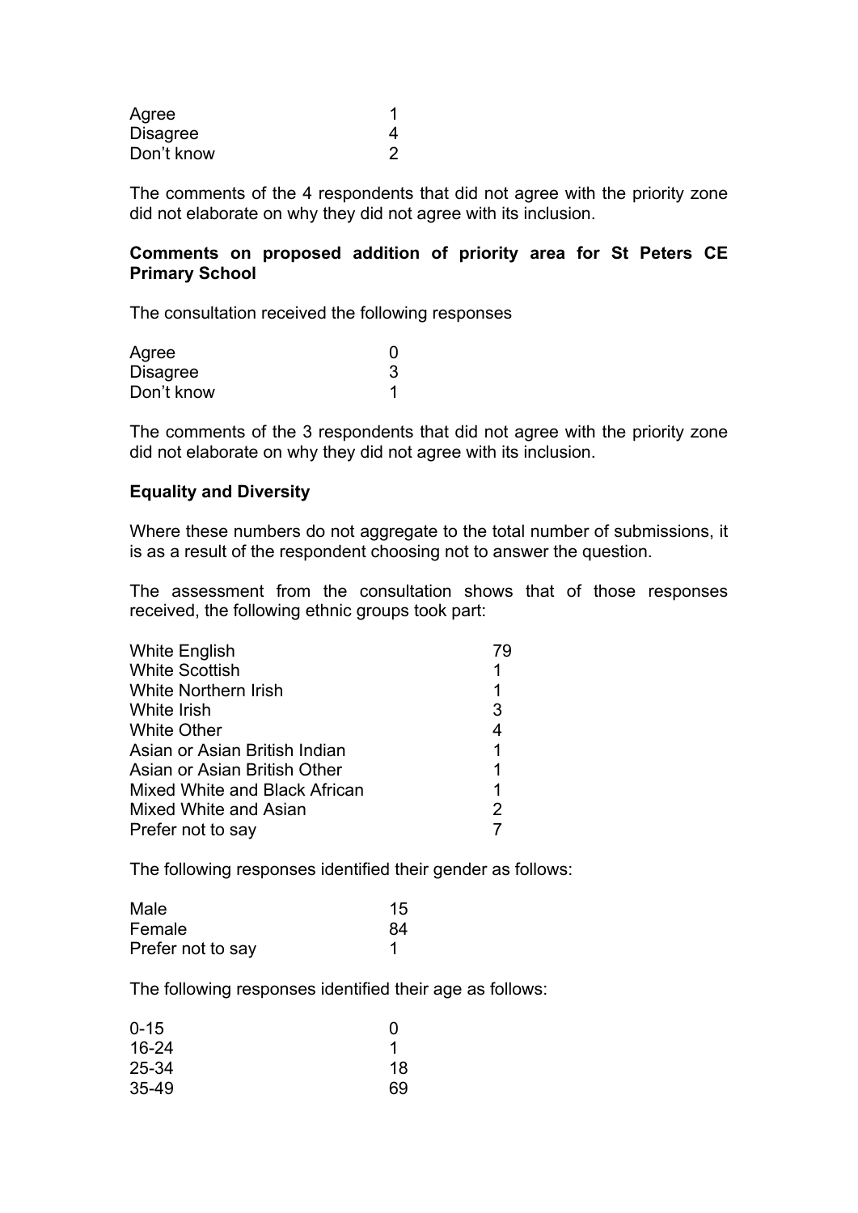| | |
|---|---|
| Agree | 1 |
| Disagree | 4 |
| Don't know | 2 |

The comments of the 4 respondents that did not agree with the priority zone did not elaborate on why they did not agree with its inclusion.

**Comments on proposed addition of priority area for St Peters CE Primary School**

The consultation received the following responses

| | |
|---|---|
| Agree | 0 |
| Disagree | 3 |
| Don't know | 1 |

The comments of the 3 respondents that did not agree with the priority zone did not elaborate on why they did not agree with its inclusion.

**Equality and Diversity**

Where these numbers do not aggregate to the total number of submissions, it is as a result of the respondent choosing not to answer the question.

The assessment from the consultation shows that of those responses received, the following ethnic groups took part:

| | |
|---|---|
| White English | 79 |
| White Scottish | 1 |
| White Northern Irish | 1 |
| White Irish | 3 |
| White Other | 4 |
| Asian or Asian British Indian | 1 |
| Asian or Asian British Other | 1 |
| Mixed White and Black African | 1 |
| Mixed White and Asian | 2 |
| Prefer not to say | 7 |

The following responses identified their gender as follows:

| | |
|---|---|
| Male | 15 |
| Female | 84 |
| Prefer not to say | 1 |

The following responses identified their age as follows:

| | |
|---|---|
| 0-15 | 0 |
| 16-24 | 1 |
| 25-34 | 18 |
| 35-49 | 69 |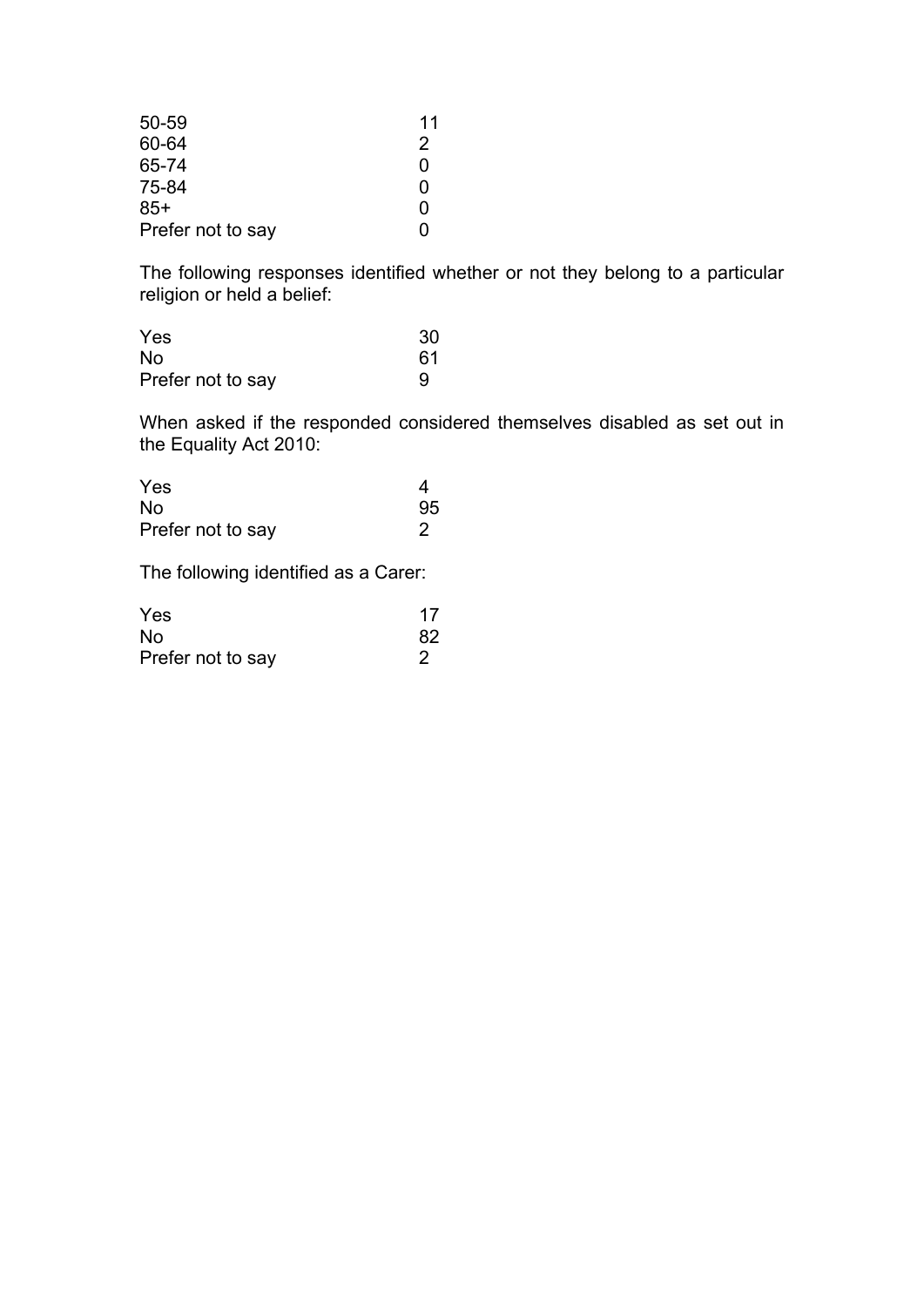| | |
|---|---|
| 50-59 | 11 |
| 60-64 | 2 |
| 65-74 | 0 |
| 75-84 | 0 |
| 85+ | 0 |
| Prefer not to say | 0 |

The following responses identified whether or not they belong to a particular religion or held a belief:

| | |
|---|---|
| Yes | 30 |
| No | 61 |
| Prefer not to say | 9 |

When asked if the responded considered themselves disabled as set out in the Equality Act 2010:

| | |
|---|---|
| Yes | 4 |
| No | 95 |
| Prefer not to say | 2 |

The following identified as a Carer:

| | |
|---|---|
| Yes | 17 |
| No | 82 |
| Prefer not to say | 2 |